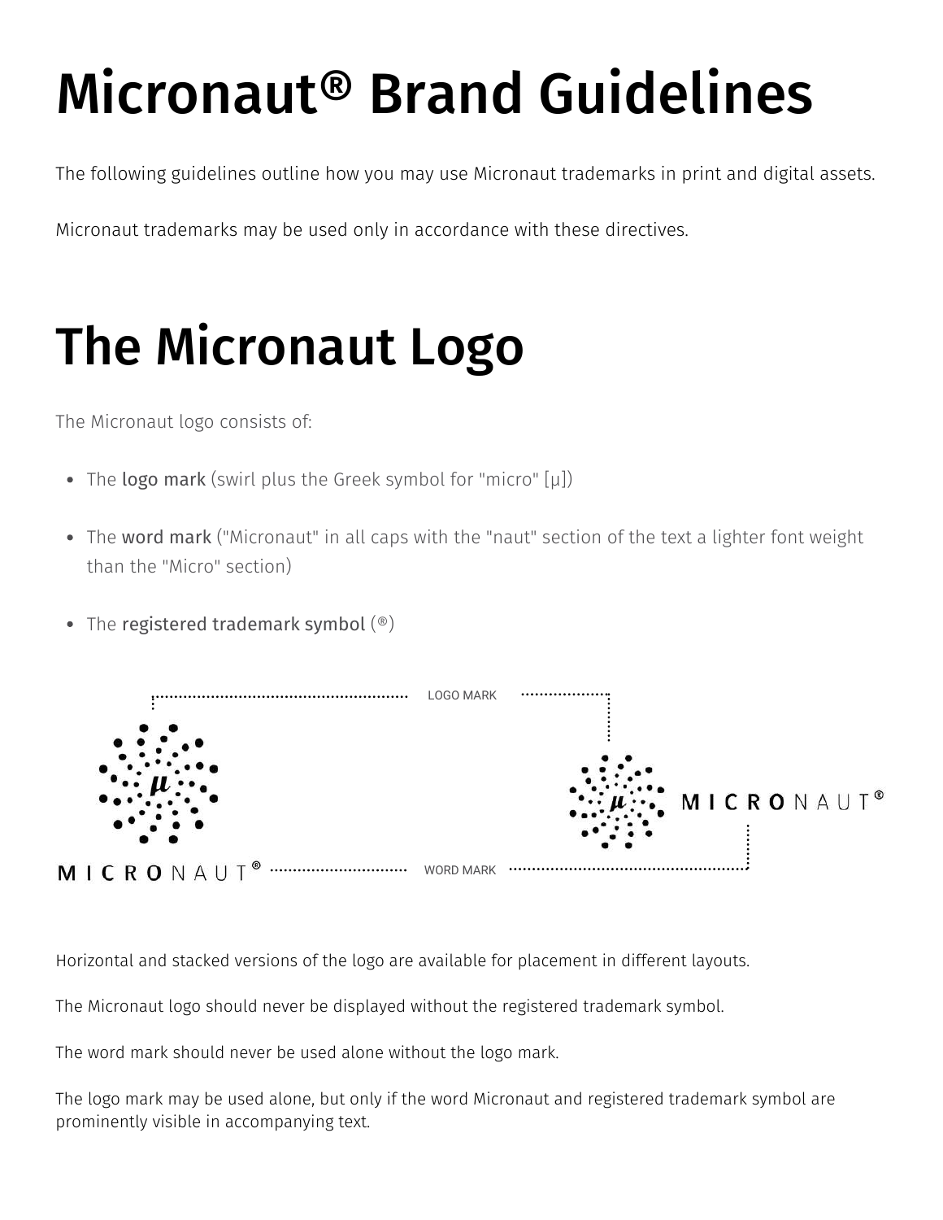# Micronaut® Brand Guidelines

The following guidelines outline how you may use Micronaut trademarks in print and digital assets.

Micronaut trademarks may be used only in accordance with these directives.

# The Micronaut Logo

The Micronaut logo consists of:

- The logo mark (swirl plus the Greek symbol for "micro" [μ])
- The word mark ("Micronaut" in all caps with the "naut" section of the text a lighter font weight than the "Micro" section)
- The registered trademark symbol (®)

Horizontal and stacked versions of the logo are available for placement in different layouts.

The Micronaut logo should never be displayed without the registered trademark symbol.

The word mark should never be used alone without the logo mark.

The logo mark may be used alone, but only if the word Micronaut and registered trademark symbol are prominently visible in accompanying text.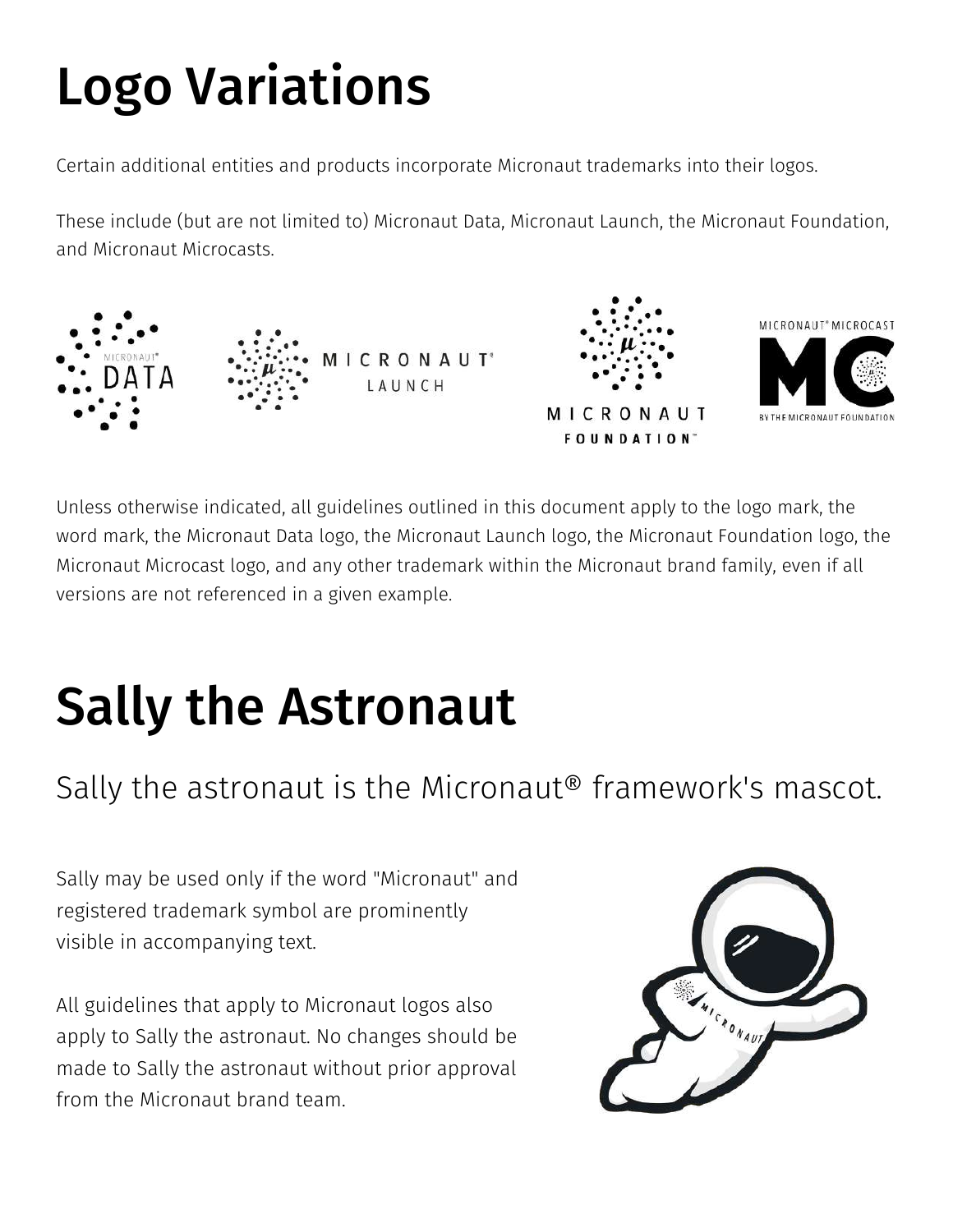# Logo Variations

Certain additional entities and products incorporate Micronaut trademarks into their logos.

These include (but are not limited to) Micronaut Data, Micronaut Launch, the Micronaut Foundation, and Micronaut Microcasts.

Unless otherwise indicated, all guidelines outlined in this document apply to the logo mark, the word mark, the Micronaut Data logo, the Micronaut Launch logo, the Micronaut Foundation logo, the Micronaut Microcast logo, and any other trademark within the Micronaut brand family, even if all versions are not referenced in a given example.

# Sally the Astronaut

## Sally the astronaut is the Micronaut® framework's mascot.

Sally may be used only if the word "Micronaut" and registered trademark symbol are prominently visible in accompanying text.

All guidelines that apply to Micronaut logos also apply to Sally the astronaut. No changes should be made to Sally the astronaut without prior approval from the Micronaut brand team.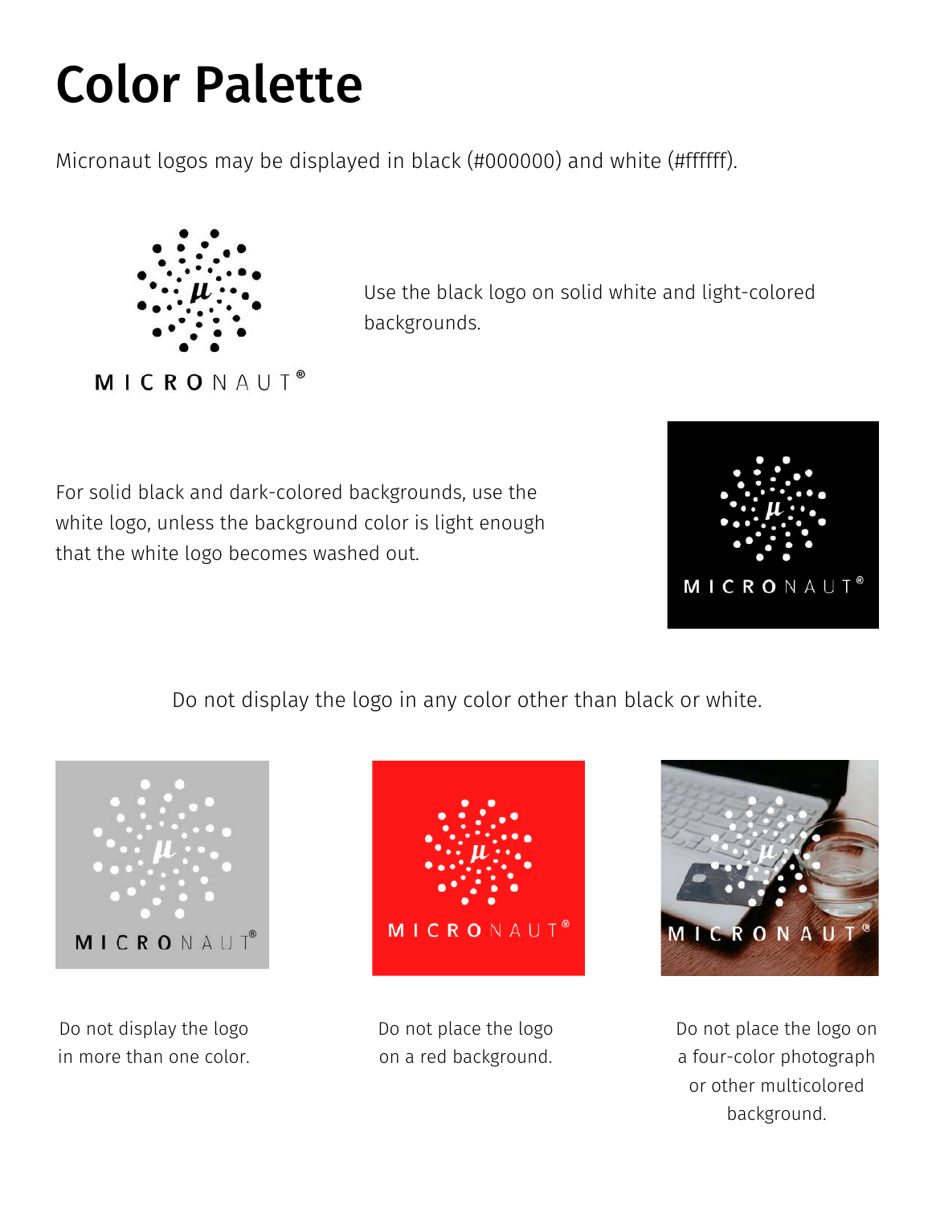# Color Palette

Micronaut logos may be displayed in black (#000000) and white (#ffffff).

Use the black logo on solid white and light-colored backgrounds.

For solid black and dark-colored backgrounds, use the white logo, unless the background color is light enough that the white logo becomes washed out.

Do not display the logo in any color other than black or white.

Do not display the logo in more than one color.

Do not place the logo on a red background.

Do not place the logo on a four-color photograph or other multicolored background.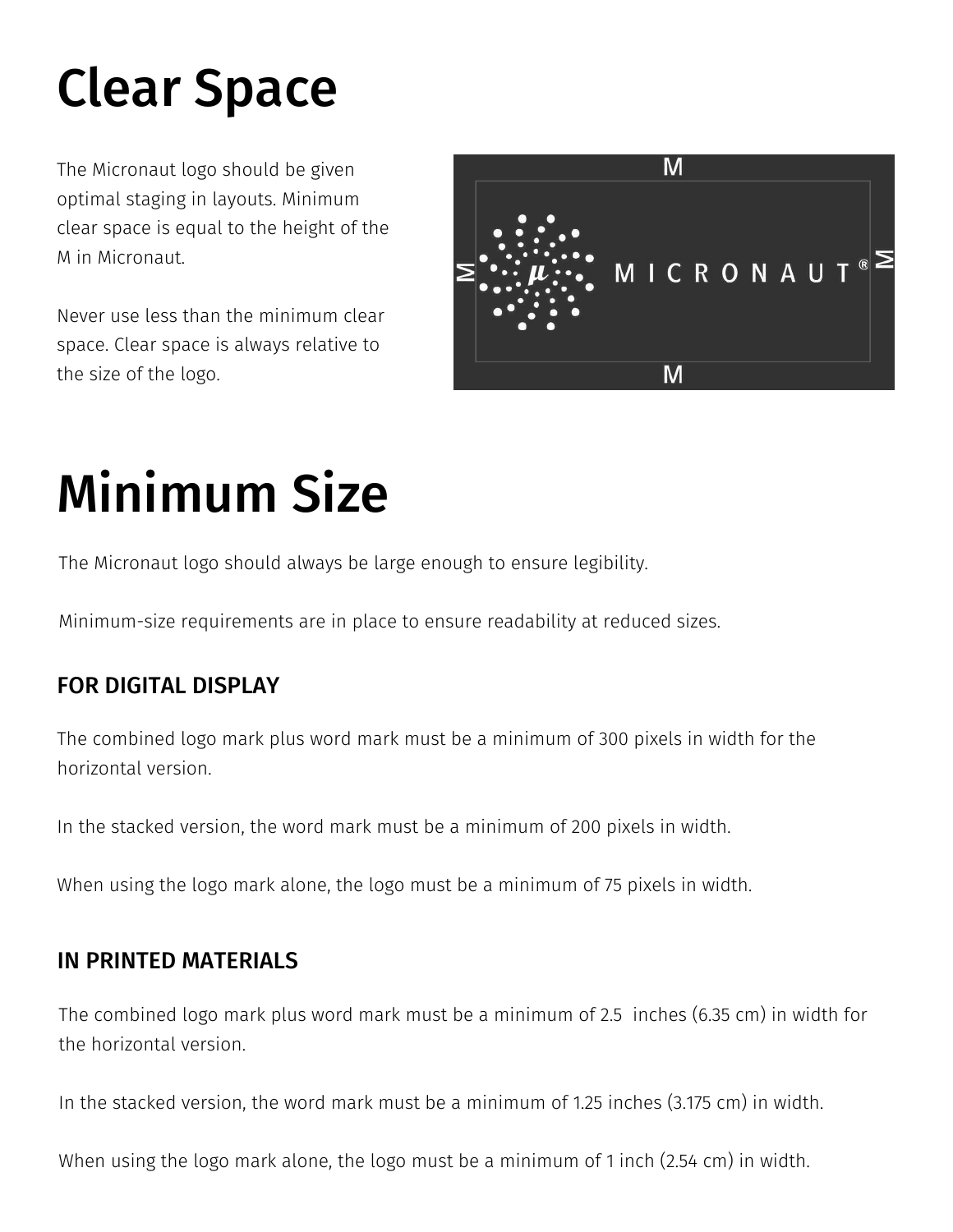# Clear Space

The Micronaut logo should be given optimal staging in layouts. Minimum clear space is equal to the height of the M in Micronaut.

Never use less than the minimum clear space. Clear space is always relative to the size of the logo.

# Minimum Size

The Micronaut logo should always be large enough to ensure legibility.

Minimum-size requirements are in place to ensure readability at reduced sizes.

### FOR DIGITAL DISPLAY

The combined logo mark plus word mark must be a minimum of 300 pixels in width for the horizontal version.

In the stacked version, the word mark must be a minimum of 200 pixels in width.

When using the logo mark alone, the logo must be a minimum of 75 pixels in width.

### IN PRINTED MATERIALS

The combined logo mark plus word mark must be a minimum of 2.5 inches (6.35 cm) in width for the horizontal version.

In the stacked version, the word mark must be a minimum of 1.25 inches (3.175 cm) in width.

When using the logo mark alone, the logo must be a minimum of 1 inch (2.54 cm) in width.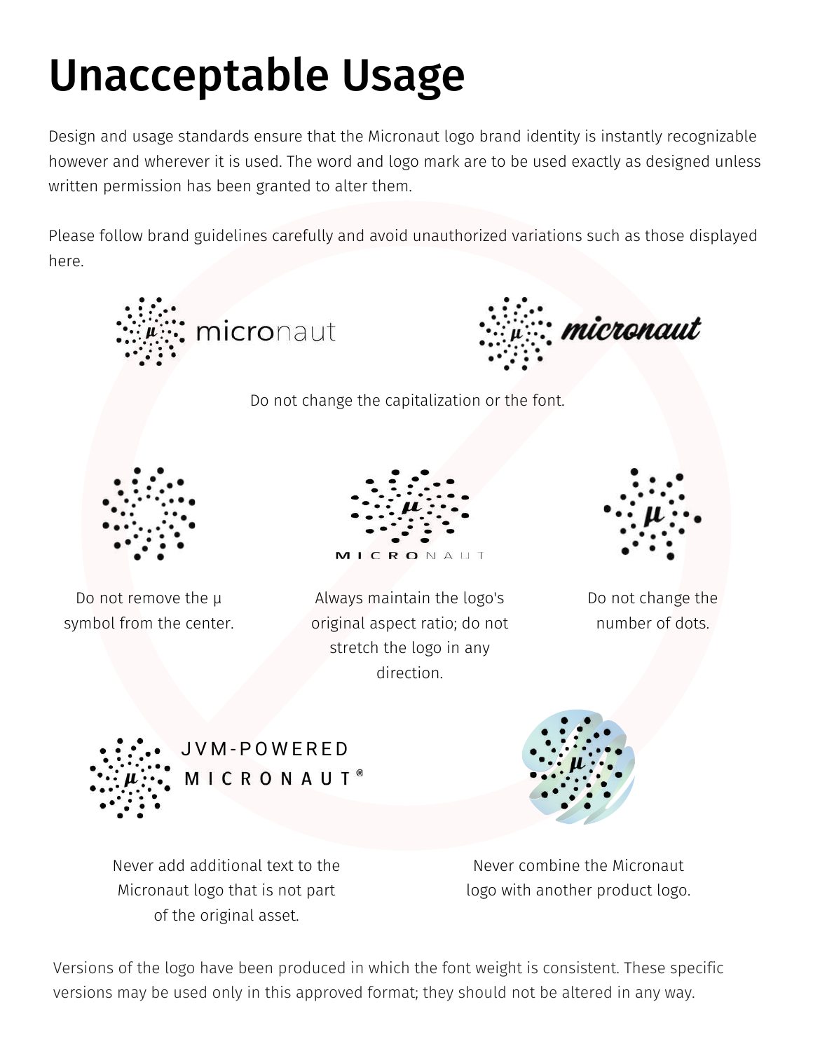# Unacceptable Usage

Design and usage standards ensure that the Micronaut logo brand identity is instantly recognizable however and wherever it is used. The word and logo mark are to be used exactly as designed unless written permission has been granted to alter them.

Please follow brand guidelines carefully and avoid unauthorized variations such as those displayed here.

Do not change the capitalization or the font.

Do not remove the μ symbol from the center.

Always maintain the logo's original aspect ratio; do not stretch the logo in any direction.

Do not change the number of dots.

Never add additional text to the Micronaut logo that is not part of the original asset.

Never combine the Micronaut logo with another product logo.

Versions of the logo have been produced in which the font weight is consistent. These specific versions may be used only in this approved format; they should not be altered in any way.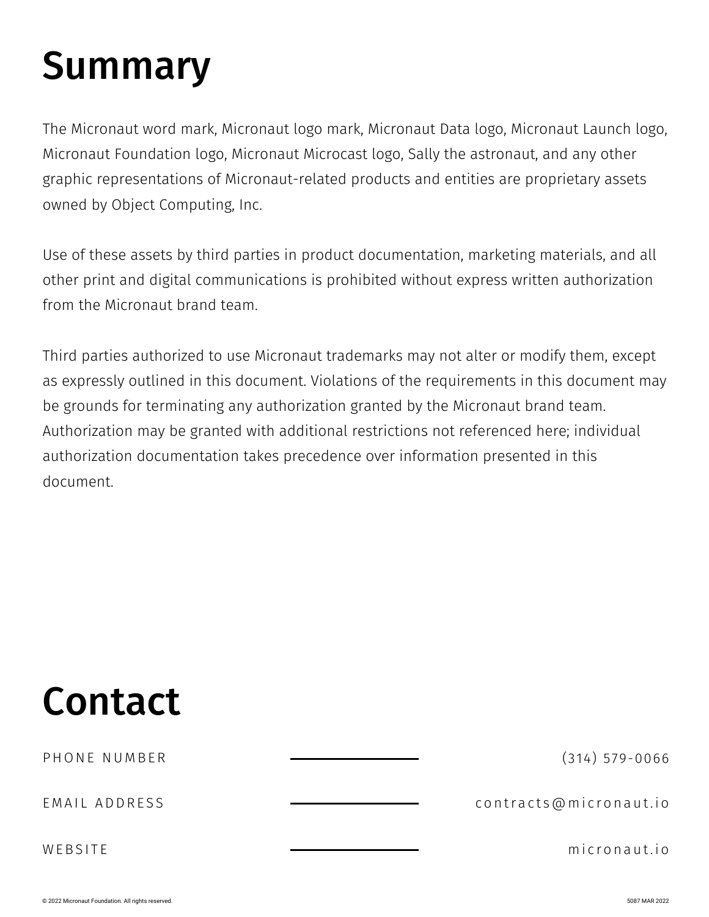# Summary

The Micronaut word mark, Micronaut logo mark, Micronaut Data logo, Micronaut Launch logo, Micronaut Foundation logo, Micronaut Microcast logo, Sally the astronaut, and any other graphic representations of Micronaut-related products and entities are proprietary assets owned by Object Computing, Inc.

Use of these assets by third parties in product documentation, marketing materials, and all other print and digital communications is prohibited without express written authorization from the Micronaut brand team.

Third parties authorized to use Micronaut trademarks may not alter or modify them, except as expressly outlined in this document. Violations of the requirements in this document may be grounds for terminating any authorization granted by the Micronaut brand team. Authorization may be granted with additional restrictions not referenced here; individual authorization documentation takes precedence over information presented in this document.

# Contact

PHONE NUMBER — (314) 579-0066

EMAIL ADDRESS — contracts@micronaut.io

WEBSITE — micronaut.io

© 2022 Micronaut Foundation. All rights reserved.

5087 MAR 2022